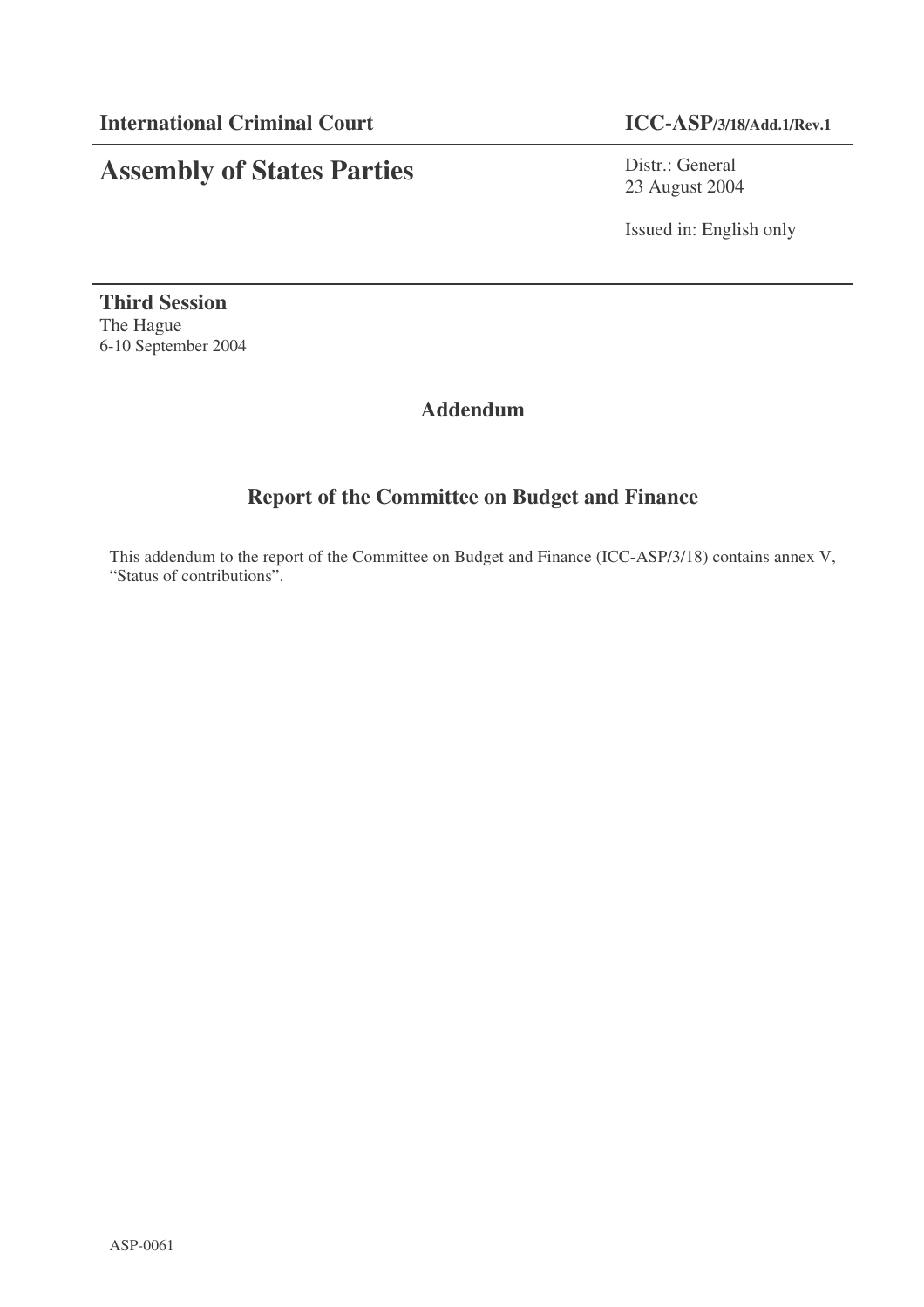**International Criminal Court**

**ICC-ASP/3/18/Add.1/Rev.1**

# Assembly of States Parties

Distr.: General
23 August 2004

Issued in: English only

**Third Session**
The Hague
6-10 September 2004

## Addendum

## Report of the Committee on Budget and Finance

This addendum to the report of the Committee on Budget and Finance (ICC-ASP/3/18) contains annex V, "Status of contributions".

ASP-0061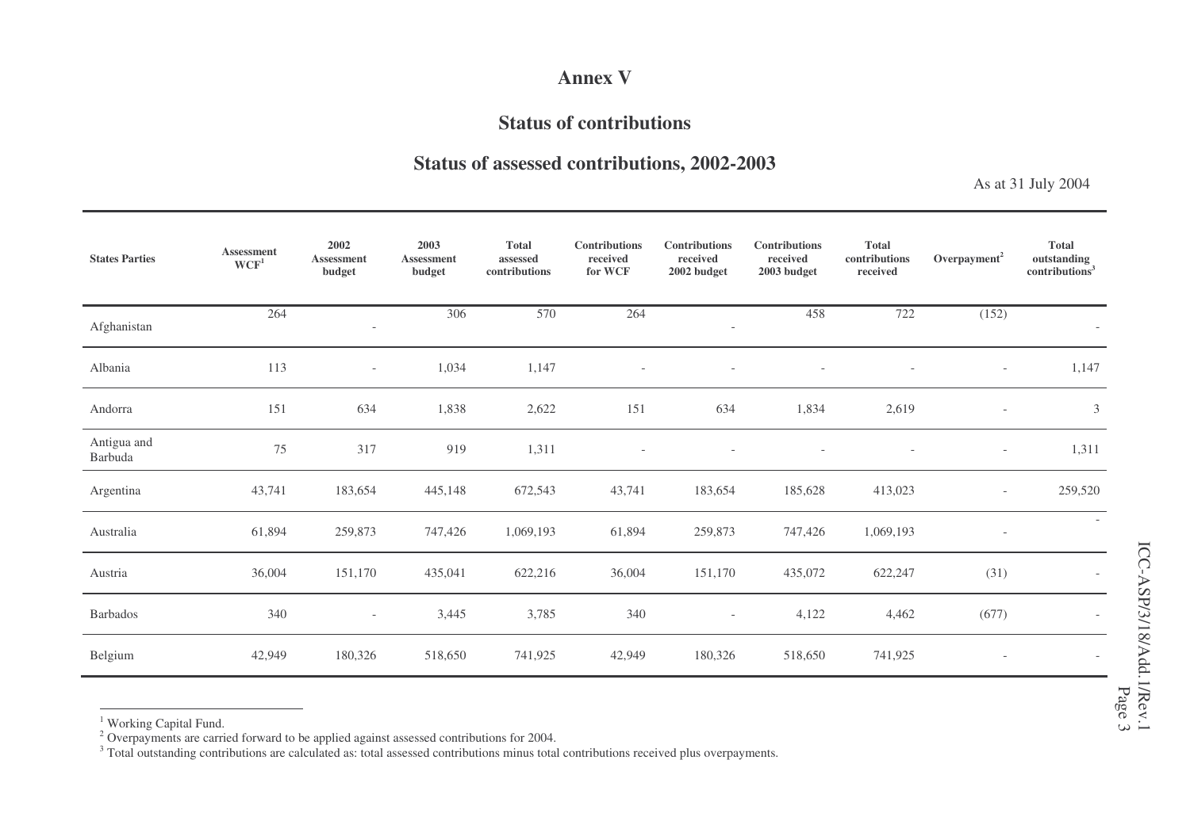# Annex V

## Status of contributions

## Status of assessed contributions, 2002-2003

As at 31 July 2004

| States Parties | Assessment WCF[1] | 2002 Assessment budget | 2003 Assessment budget | Total assessed contributions | Contributions received for WCF | Contributions received 2002 budget | Contributions received 2003 budget | Total contributions received | Overpayment[2] | Total outstanding contributions[3] |
|---|---|---|---|---|---|---|---|---|---|---|
| Afghanistan | 264 | - | 306 | 570 | 264 | - | 458 | 722 | (152) | - |
| Albania | 113 | - | 1,034 | 1,147 | - | - | - | - | - | 1,147 |
| Andorra | 151 | 634 | 1,838 | 2,622 | 151 | 634 | 1,834 | 2,619 | - | 3 |
| Antigua and Barbuda | 75 | 317 | 919 | 1,311 | - | - | - | - | - | 1,311 |
| Argentina | 43,741 | 183,654 | 445,148 | 672,543 | 43,741 | 183,654 | 185,628 | 413,023 | - | 259,520 |
| Australia | 61,894 | 259,873 | 747,426 | 1,069,193 | 61,894 | 259,873 | 747,426 | 1,069,193 | - | - |
| Austria | 36,004 | 151,170 | 435,041 | 622,216 | 36,004 | 151,170 | 435,072 | 622,247 | (31) | - |
| Barbados | 340 | - | 3,445 | 3,785 | 340 | - | 4,122 | 4,462 | (677) | - |
| Belgium | 42,949 | 180,326 | 518,650 | 741,925 | 42,949 | 180,326 | 518,650 | 741,925 | - | - |

[1] Working Capital Fund.
[2] Overpayments are carried forward to be applied against assessed contributions for 2004.
[3] Total outstanding contributions are calculated as: total assessed contributions minus total contributions received plus overpayments.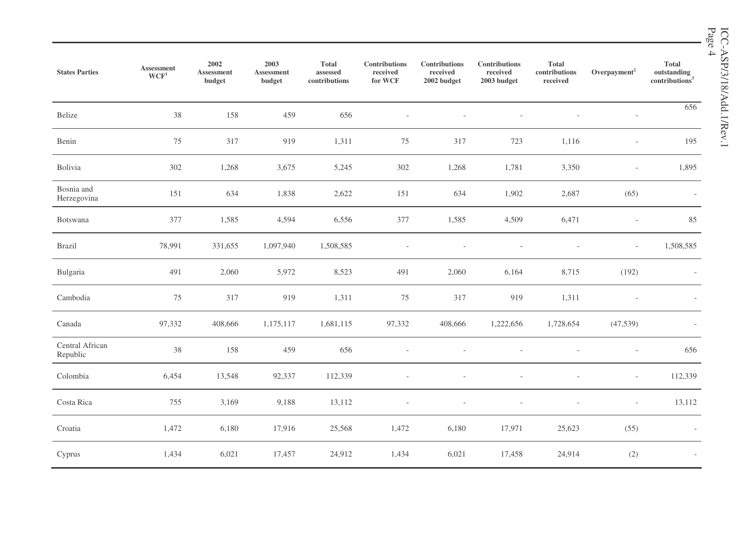| States Parties | Assessment WCF[1] | 2002 Assessment budget | 2003 Assessment budget | Total assessed contributions | Contributions received for WCF | Contributions received 2002 budget | Contributions received 2003 budget | Total contributions received | Overpayment[2] | Total outstanding contributions[3] |
|---|---|---|---|---|---|---|---|---|---|---|
| Belize | 38 | 158 | 459 | 656 | - | - | - | - | - | 656 |
| Benin | 75 | 317 | 919 | 1,311 | 75 | 317 | 723 | 1,116 | - | 195 |
| Bolivia | 302 | 1,268 | 3,675 | 5,245 | 302 | 1,268 | 1,781 | 3,350 | - | 1,895 |
| Bosnia and Herzegovina | 151 | 634 | 1,838 | 2,622 | 151 | 634 | 1,902 | 2,687 | (65) | - |
| Botswana | 377 | 1,585 | 4,594 | 6,556 | 377 | 1,585 | 4,509 | 6,471 | - | 85 |
| Brazil | 78,991 | 331,655 | 1,097,940 | 1,508,585 | - | - | - | - | - | 1,508,585 |
| Bulgaria | 491 | 2,060 | 5,972 | 8,523 | 491 | 2,060 | 6,164 | 8,715 | (192) | - |
| Cambodia | 75 | 317 | 919 | 1,311 | 75 | 317 | 919 | 1,311 | - | - |
| Canada | 97,332 | 408,666 | 1,175,117 | 1,681,115 | 97,332 | 408,666 | 1,222,656 | 1,728,654 | (47,539) | - |
| Central African Republic | 38 | 158 | 459 | 656 | - | - | - | - | - | 656 |
| Colombia | 6,454 | 13,548 | 92,337 | 112,339 | - | - | - | - | - | 112,339 |
| Costa Rica | 755 | 3,169 | 9,188 | 13,112 | - | - | - | - | - | 13,112 |
| Croatia | 1,472 | 6,180 | 17,916 | 25,568 | 1,472 | 6,180 | 17,971 | 25,623 | (55) | - |
| Cyprus | 1,434 | 6,021 | 17,457 | 24,912 | 1,434 | 6,021 | 17,458 | 24,914 | (2) | - |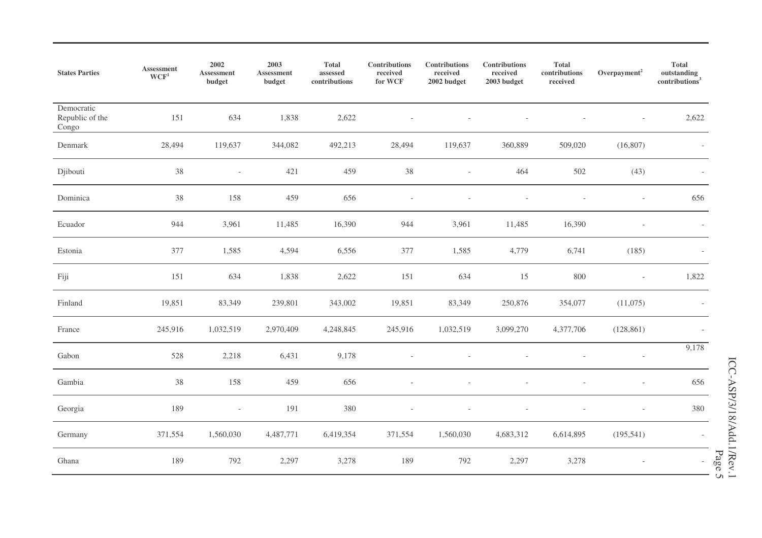| States Parties | Assessment WCF[1] | 2002 Assessment budget | 2003 Assessment budget | Total assessed contributions | Contributions received for WCF | Contributions received 2002 budget | Contributions received 2003 budget | Total contributions received | Overpayment[2] | Total outstanding contributions[3] |
|---|---|---|---|---|---|---|---|---|---|---|
| Democratic Republic of the Congo | 151 | 634 | 1,838 | 2,622 | - | - | - | - | - | 2,622 |
| Denmark | 28,494 | 119,637 | 344,082 | 492,213 | 28,494 | 119,637 | 360,889 | 509,020 | (16,807) | - |
| Djibouti | 38 | - | 421 | 459 | 38 | - | 464 | 502 | (43) | - |
| Dominica | 38 | 158 | 459 | 656 | - | - | - | - | - | 656 |
| Ecuador | 944 | 3,961 | 11,485 | 16,390 | 944 | 3,961 | 11,485 | 16,390 | - | - |
| Estonia | 377 | 1,585 | 4,594 | 6,556 | 377 | 1,585 | 4,779 | 6,741 | (185) | - |
| Fiji | 151 | 634 | 1,838 | 2,622 | 151 | 634 | 15 | 800 | - | 1,822 |
| Finland | 19,851 | 83,349 | 239,801 | 343,002 | 19,851 | 83,349 | 250,876 | 354,077 | (11,075) | - |
| France | 245,916 | 1,032,519 | 2,970,409 | 4,248,845 | 245,916 | 1,032,519 | 3,099,270 | 4,377,706 | (128,861) | - |
| Gabon | 528 | 2,218 | 6,431 | 9,178 | - | - | - | - | - | 9,178 |
| Gambia | 38 | 158 | 459 | 656 | - | - | - | - | - | 656 |
| Georgia | 189 | - | 191 | 380 | - | - | - | - | - | 380 |
| Germany | 371,554 | 1,560,030 | 4,487,771 | 6,419,354 | 371,554 | 1,560,030 | 4,683,312 | 6,614,895 | (195,541) | - |
| Ghana | 189 | 792 | 2,297 | 3,278 | 189 | 792 | 2,297 | 3,278 | - | - |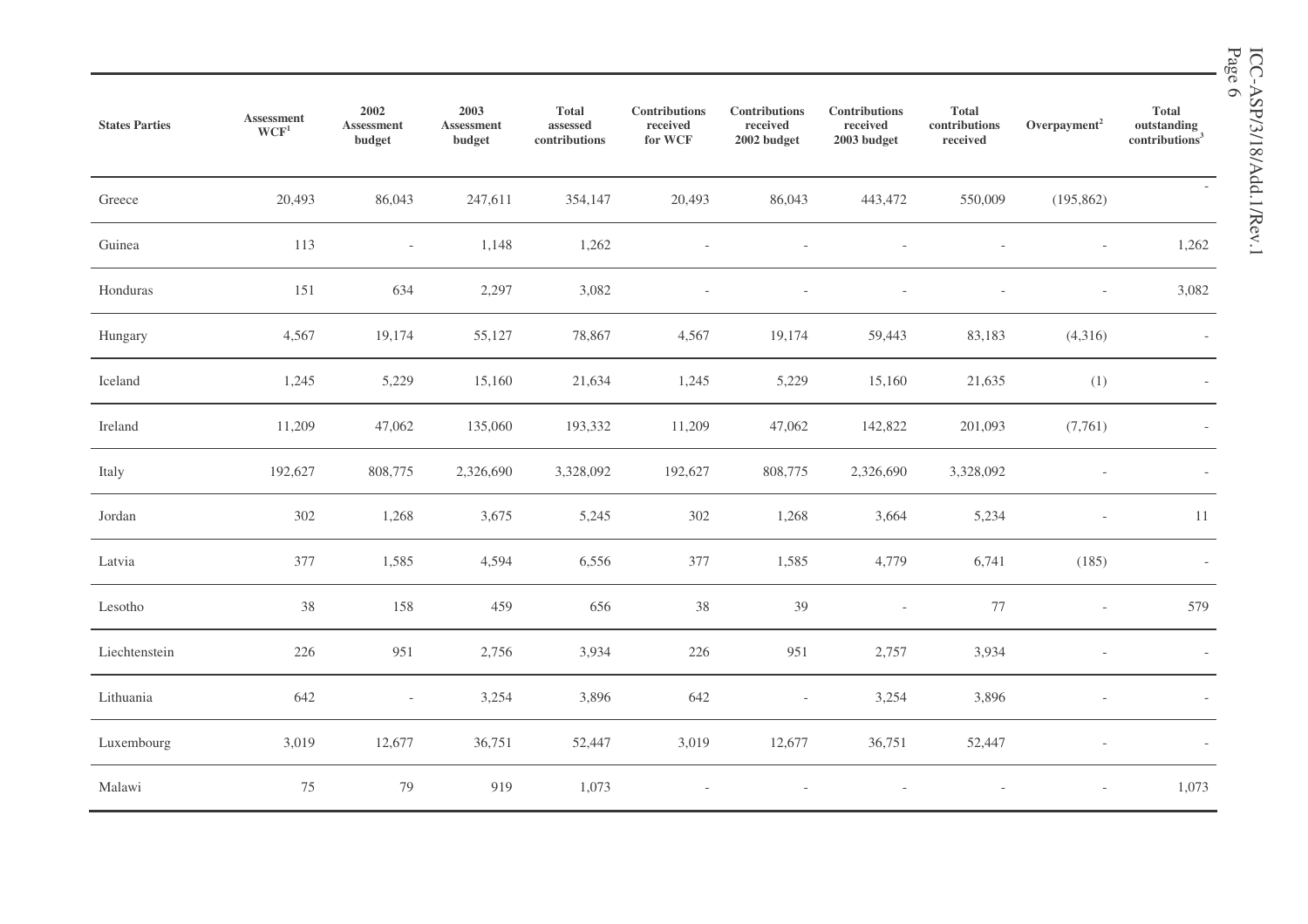| States Parties | Assessment WCF[1] | 2002 Assessment budget | 2003 Assessment budget | Total assessed contributions | Contributions received for WCF | Contributions received 2002 budget | Contributions received 2003 budget | Total contributions received | Overpayment[2] | Total outstanding contributions[3] |
|---|---|---|---|---|---|---|---|---|---|---|
| Greece | 20,493 | 86,043 | 247,611 | 354,147 | 20,493 | 86,043 | 443,472 | 550,009 | (195,862) | - |
| Guinea | 113 | - | 1,148 | 1,262 | - | - | - | - | - | 1,262 |
| Honduras | 151 | 634 | 2,297 | 3,082 | - | - | - | - | - | 3,082 |
| Hungary | 4,567 | 19,174 | 55,127 | 78,867 | 4,567 | 19,174 | 59,443 | 83,183 | (4,316) | - |
| Iceland | 1,245 | 5,229 | 15,160 | 21,634 | 1,245 | 5,229 | 15,160 | 21,635 | (1) | - |
| Ireland | 11,209 | 47,062 | 135,060 | 193,332 | 11,209 | 47,062 | 142,822 | 201,093 | (7,761) | - |
| Italy | 192,627 | 808,775 | 2,326,690 | 3,328,092 | 192,627 | 808,775 | 2,326,690 | 3,328,092 | - | - |
| Jordan | 302 | 1,268 | 3,675 | 5,245 | 302 | 1,268 | 3,664 | 5,234 | - | 11 |
| Latvia | 377 | 1,585 | 4,594 | 6,556 | 377 | 1,585 | 4,779 | 6,741 | (185) | - |
| Lesotho | 38 | 158 | 459 | 656 | 38 | 39 | - | 77 | - | 579 |
| Liechtenstein | 226 | 951 | 2,756 | 3,934 | 226 | 951 | 2,757 | 3,934 | - | - |
| Lithuania | 642 | - | 3,254 | 3,896 | 642 | - | 3,254 | 3,896 | - | - |
| Luxembourg | 3,019 | 12,677 | 36,751 | 52,447 | 3,019 | 12,677 | 36,751 | 52,447 | - | - |
| Malawi | 75 | 79 | 919 | 1,073 | - | - | - | - | - | 1,073 |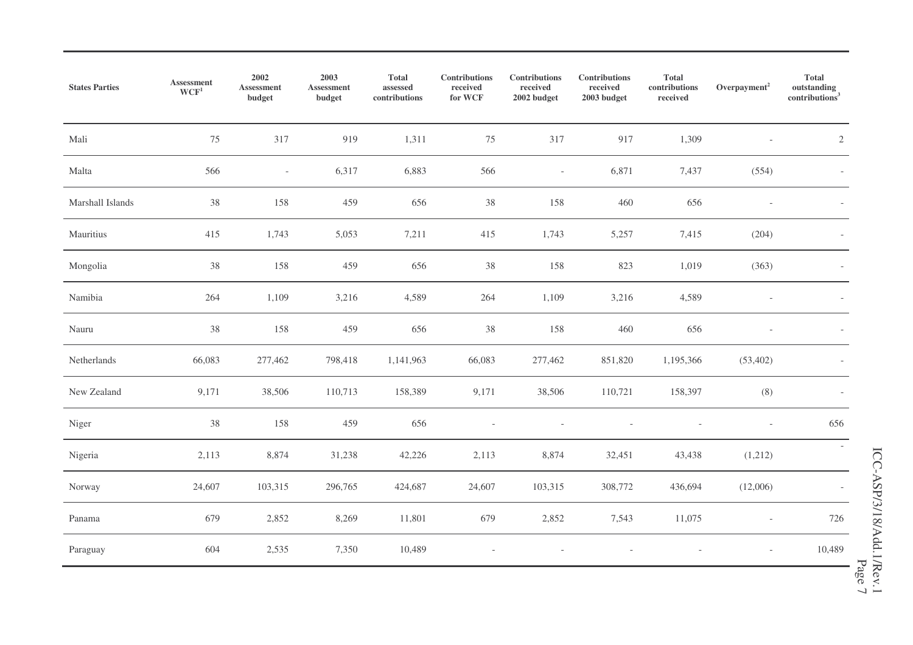| States Parties | Assessment WCF[1] | 2002 Assessment budget | 2003 Assessment budget | Total assessed contributions | Contributions received for WCF | Contributions received 2002 budget | Contributions received 2003 budget | Total contributions received | Overpayment[2] | Total outstanding contributions[3] |
|---|---|---|---|---|---|---|---|---|---|---|
| Mali | 75 | 317 | 919 | 1,311 | 75 | 317 | 917 | 1,309 | - | 2 |
| Malta | 566 | - | 6,317 | 6,883 | 566 | - | 6,871 | 7,437 | (554) | - |
| Marshall Islands | 38 | 158 | 459 | 656 | 38 | 158 | 460 | 656 | - | - |
| Mauritius | 415 | 1,743 | 5,053 | 7,211 | 415 | 1,743 | 5,257 | 7,415 | (204) | - |
| Mongolia | 38 | 158 | 459 | 656 | 38 | 158 | 823 | 1,019 | (363) | - |
| Namibia | 264 | 1,109 | 3,216 | 4,589 | 264 | 1,109 | 3,216 | 4,589 | - | - |
| Nauru | 38 | 158 | 459 | 656 | 38 | 158 | 460 | 656 | - | - |
| Netherlands | 66,083 | 277,462 | 798,418 | 1,141,963 | 66,083 | 277,462 | 851,820 | 1,195,366 | (53,402) | - |
| New Zealand | 9,171 | 38,506 | 110,713 | 158,389 | 9,171 | 38,506 | 110,721 | 158,397 | (8) | - |
| Niger | 38 | 158 | 459 | 656 | - | - | - | - | - | 656 |
| Nigeria | 2,113 | 8,874 | 31,238 | 42,226 | 2,113 | 8,874 | 32,451 | 43,438 | (1,212) | - |
| Norway | 24,607 | 103,315 | 296,765 | 424,687 | 24,607 | 103,315 | 308,772 | 436,694 | (12,006) | - |
| Panama | 679 | 2,852 | 8,269 | 11,801 | 679 | 2,852 | 7,543 | 11,075 | - | 726 |
| Paraguay | 604 | 2,535 | 7,350 | 10,489 | - | - | - | - | - | 10,489 |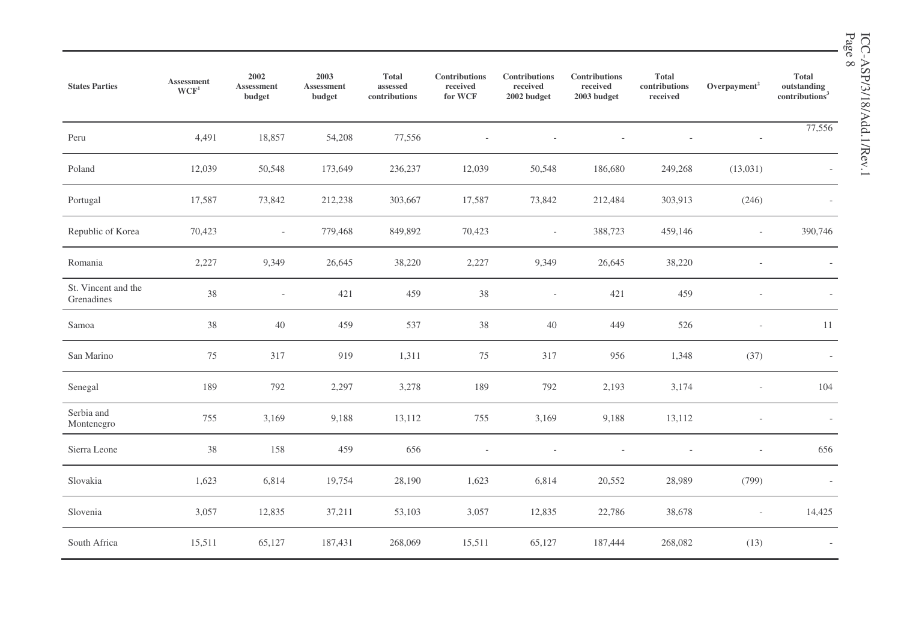| States Parties | Assessment WCF[1] | 2002 Assessment budget | 2003 Assessment budget | Total assessed contributions | Contributions received for WCF | Contributions received 2002 budget | Contributions received 2003 budget | Total contributions received | Overpayment[2] | Total outstanding contributions[3] |
|---|---|---|---|---|---|---|---|---|---|---|
| Peru | 4,491 | 18,857 | 54,208 | 77,556 | - | - | - | - | - | 77,556 |
| Poland | 12,039 | 50,548 | 173,649 | 236,237 | 12,039 | 50,548 | 186,680 | 249,268 | (13,031) | - |
| Portugal | 17,587 | 73,842 | 212,238 | 303,667 | 17,587 | 73,842 | 212,484 | 303,913 | (246) | - |
| Republic of Korea | 70,423 | - | 779,468 | 849,892 | 70,423 | - | 388,723 | 459,146 | - | 390,746 |
| Romania | 2,227 | 9,349 | 26,645 | 38,220 | 2,227 | 9,349 | 26,645 | 38,220 | - | - |
| St. Vincent and the Grenadines | 38 | - | 421 | 459 | 38 | - | 421 | 459 | - | - |
| Samoa | 38 | 40 | 459 | 537 | 38 | 40 | 449 | 526 | - | 11 |
| San Marino | 75 | 317 | 919 | 1,311 | 75 | 317 | 956 | 1,348 | (37) | - |
| Senegal | 189 | 792 | 2,297 | 3,278 | 189 | 792 | 2,193 | 3,174 | - | 104 |
| Serbia and Montenegro | 755 | 3,169 | 9,188 | 13,112 | 755 | 3,169 | 9,188 | 13,112 | - | - |
| Sierra Leone | 38 | 158 | 459 | 656 | - | - | - | - | - | 656 |
| Slovakia | 1,623 | 6,814 | 19,754 | 28,190 | 1,623 | 6,814 | 20,552 | 28,989 | (799) | - |
| Slovenia | 3,057 | 12,835 | 37,211 | 53,103 | 3,057 | 12,835 | 22,786 | 38,678 | - | 14,425 |
| South Africa | 15,511 | 65,127 | 187,431 | 268,069 | 15,511 | 65,127 | 187,444 | 268,082 | (13) | - |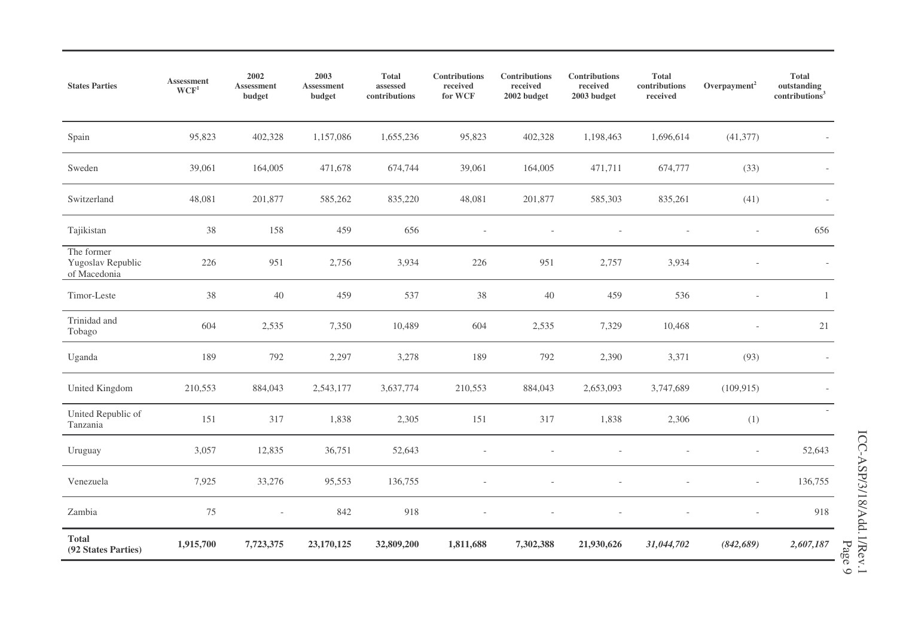| States Parties | Assessment WCF[1] | 2002 Assessment budget | 2003 Assessment budget | Total assessed contributions | Contributions received for WCF | Contributions received 2002 budget | Contributions received 2003 budget | Total contributions received | Overpayment[2] | Total outstanding contributions[3] |
|---|---|---|---|---|---|---|---|---|---|---|
| Spain | 95,823 | 402,328 | 1,157,086 | 1,655,236 | 95,823 | 402,328 | 1,198,463 | 1,696,614 | (41,377) | - |
| Sweden | 39,061 | 164,005 | 471,678 | 674,744 | 39,061 | 164,005 | 471,711 | 674,777 | (33) | - |
| Switzerland | 48,081 | 201,877 | 585,262 | 835,220 | 48,081 | 201,877 | 585,303 | 835,261 | (41) | - |
| Tajikistan | 38 | 158 | 459 | 656 | - | - | - | - | - | 656 |
| The former Yugoslav Republic of Macedonia | 226 | 951 | 2,756 | 3,934 | 226 | 951 | 2,757 | 3,934 | - | - |
| Timor-Leste | 38 | 40 | 459 | 537 | 38 | 40 | 459 | 536 | - | 1 |
| Trinidad and Tobago | 604 | 2,535 | 7,350 | 10,489 | 604 | 2,535 | 7,329 | 10,468 | - | 21 |
| Uganda | 189 | 792 | 2,297 | 3,278 | 189 | 792 | 2,390 | 3,371 | (93) | - |
| United Kingdom | 210,553 | 884,043 | 2,543,177 | 3,637,774 | 210,553 | 884,043 | 2,653,093 | 3,747,689 | (109,915) | - |
| United Republic of Tanzania | 151 | 317 | 1,838 | 2,305 | 151 | 317 | 1,838 | 2,306 | (1) | - |
| Uruguay | 3,057 | 12,835 | 36,751 | 52,643 | - | - | - | - | - | 52,643 |
| Venezuela | 7,925 | 33,276 | 95,553 | 136,755 | - | - | - | - | - | 136,755 |
| Zambia | 75 | - | 842 | 918 | - | - | - | - | - | 918 |
| **Total (92 States Parties)** | **1,915,700** | **7,723,375** | **23,170,125** | **32,809,200** | **1,811,688** | **7,302,388** | **21,930,626** | ***31,044,702*** | ***(842,689)*** | ***2,607,187*** |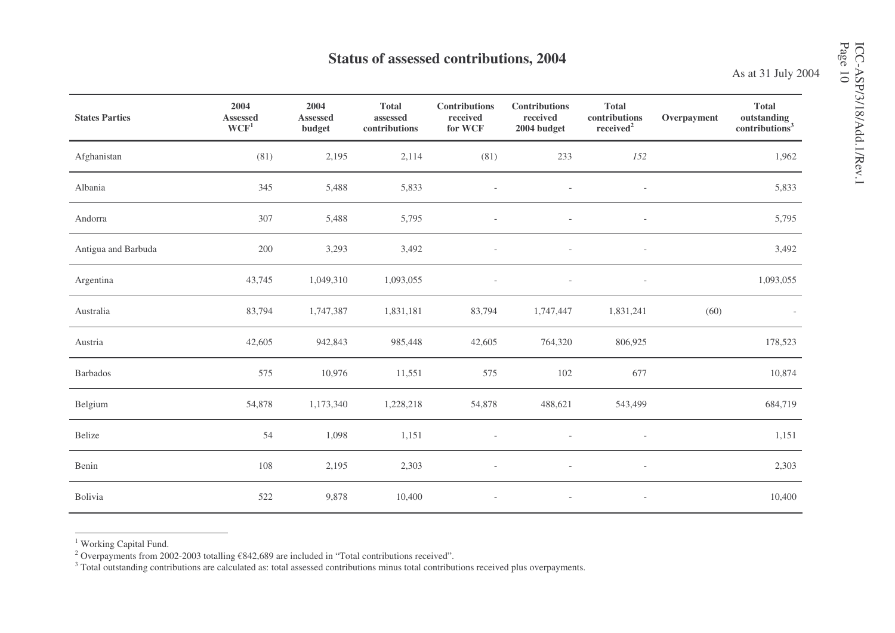# Status of assessed contributions, 2004

As at 31 July 2004

| States Parties | 2004 Assessed WCF[1] | 2004 Assessed budget | Total assessed contributions | Contributions received for WCF | Contributions received 2004 budget | Total contributions received[2] | Overpayment | Total outstanding contributions[3] |
|---|---|---|---|---|---|---|---|---|
| Afghanistan | (81) | 2,195 | 2,114 | (81) | 233 | *152* | | 1,962 |
| Albania | 345 | 5,488 | 5,833 | - | - | - | | 5,833 |
| Andorra | 307 | 5,488 | 5,795 | - | - | - | | 5,795 |
| Antigua and Barbuda | 200 | 3,293 | 3,492 | - | - | - | | 3,492 |
| Argentina | 43,745 | 1,049,310 | 1,093,055 | - | - | - | | 1,093,055 |
| Australia | 83,794 | 1,747,387 | 1,831,181 | 83,794 | 1,747,447 | 1,831,241 | (60) | - |
| Austria | 42,605 | 942,843 | 985,448 | 42,605 | 764,320 | 806,925 | | 178,523 |
| Barbados | 575 | 10,976 | 11,551 | 575 | 102 | 677 | | 10,874 |
| Belgium | 54,878 | 1,173,340 | 1,228,218 | 54,878 | 488,621 | 543,499 | | 684,719 |
| Belize | 54 | 1,098 | 1,151 | - | - | - | | 1,151 |
| Benin | 108 | 2,195 | 2,303 | - | - | - | | 2,303 |
| Bolivia | 522 | 9,878 | 10,400 | - | - | - | | 10,400 |

[1] Working Capital Fund.

[2] Overpayments from 2002-2003 totalling €842,689 are included in "Total contributions received".

[3] Total outstanding contributions are calculated as: total assessed contributions minus total contributions received plus overpayments.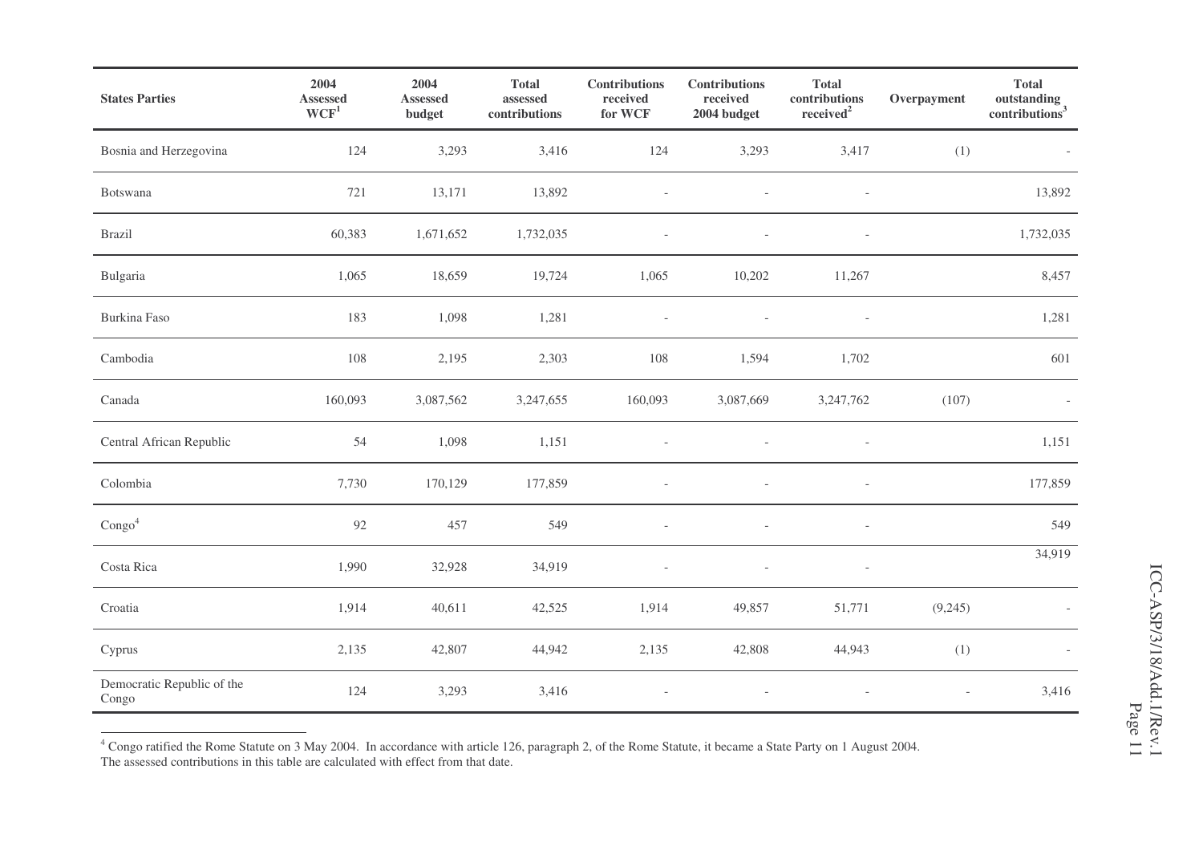| States Parties | 2004 Assessed WCF[1] | 2004 Assessed budget | Total assessed contributions | Contributions received for WCF | Contributions received 2004 budget | Total contributions received[2] | Overpayment | Total outstanding contributions[3] |
|---|---|---|---|---|---|---|---|---|
| Bosnia and Herzegovina | 124 | 3,293 | 3,416 | 124 | 3,293 | 3,417 | (1) | - |
| Botswana | 721 | 13,171 | 13,892 | - | - | - | | 13,892 |
| Brazil | 60,383 | 1,671,652 | 1,732,035 | - | - | - | | 1,732,035 |
| Bulgaria | 1,065 | 18,659 | 19,724 | 1,065 | 10,202 | 11,267 | | 8,457 |
| Burkina Faso | 183 | 1,098 | 1,281 | - | - | - | | 1,281 |
| Cambodia | 108 | 2,195 | 2,303 | 108 | 1,594 | 1,702 | | 601 |
| Canada | 160,093 | 3,087,562 | 3,247,655 | 160,093 | 3,087,669 | 3,247,762 | (107) | - |
| Central African Republic | 54 | 1,098 | 1,151 | - | - | - | | 1,151 |
| Colombia | 7,730 | 170,129 | 177,859 | - | - | - | | 177,859 |
| Congo[4] | 92 | 457 | 549 | - | - | - | | 549 |
| Costa Rica | 1,990 | 32,928 | 34,919 | - | - | - | | 34,919 |
| Croatia | 1,914 | 40,611 | 42,525 | 1,914 | 49,857 | 51,771 | (9,245) | - |
| Cyprus | 2,135 | 42,807 | 44,942 | 2,135 | 42,808 | 44,943 | (1) | - |
| Democratic Republic of the Congo | 124 | 3,293 | 3,416 | - | - | - | - | 3,416 |

[4] Congo ratified the Rome Statute on 3 May 2004. In accordance with article 126, paragraph 2, of the Rome Statute, it became a State Party on 1 August 2004. The assessed contributions in this table are calculated with effect from that date.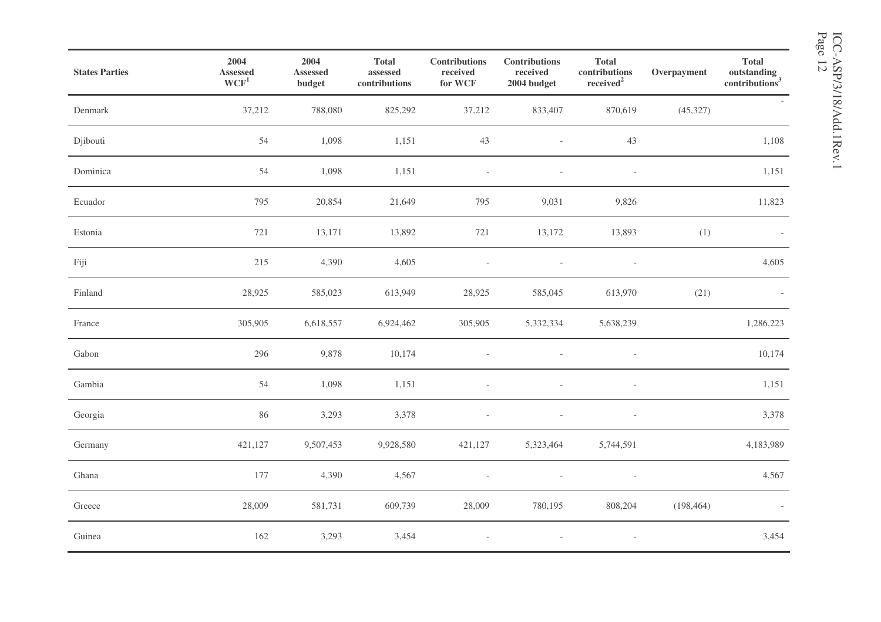| States Parties | 2004 Assessed WCF[1] | 2004 Assessed budget | Total assessed contributions | Contributions received for WCF | Contributions received 2004 budget | Total contributions received[2] | Overpayment | Total outstanding contributions[3] |
|---|---|---|---|---|---|---|---|---|
| Denmark | 37,212 | 788,080 | 825,292 | 37,212 | 833,407 | 870,619 | (45,327) | - |
| Djibouti | 54 | 1,098 | 1,151 | 43 | - | 43 | | 1,108 |
| Dominica | 54 | 1,098 | 1,151 | - | - | - | | 1,151 |
| Ecuador | 795 | 20,854 | 21,649 | 795 | 9,031 | 9,826 | | 11,823 |
| Estonia | 721 | 13,171 | 13,892 | 721 | 13,172 | 13,893 | (1) | - |
| Fiji | 215 | 4,390 | 4,605 | - | - | - | | 4,605 |
| Finland | 28,925 | 585,023 | 613,949 | 28,925 | 585,045 | 613,970 | (21) | - |
| France | 305,905 | 6,618,557 | 6,924,462 | 305,905 | 5,332,334 | 5,638,239 | | 1,286,223 |
| Gabon | 296 | 9,878 | 10,174 | - | - | - | | 10,174 |
| Gambia | 54 | 1,098 | 1,151 | - | - | - | | 1,151 |
| Georgia | 86 | 3,293 | 3,378 | - | - | - | | 3,378 |
| Germany | 421,127 | 9,507,453 | 9,928,580 | 421,127 | 5,323,464 | 5,744,591 | | 4,183,989 |
| Ghana | 177 | 4,390 | 4,567 | - | - | - | | 4,567 |
| Greece | 28,009 | 581,731 | 609,739 | 28,009 | 780,195 | 808,204 | (198,464) | - |
| Guinea | 162 | 3,293 | 3,454 | - | - | - | | 3,454 |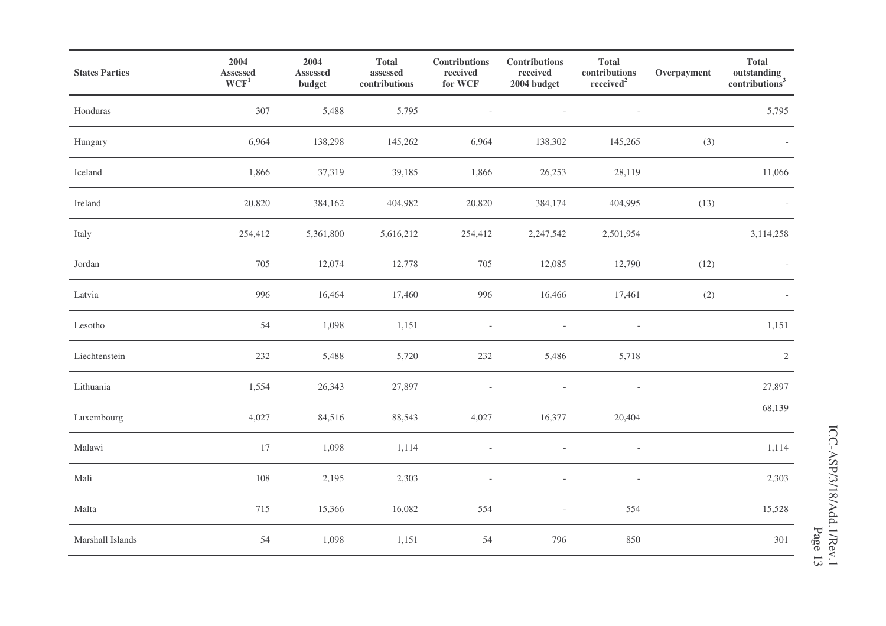| States Parties | 2004 Assessed WCF[1] | 2004 Assessed budget | Total assessed contributions | Contributions received for WCF | Contributions received 2004 budget | Total contributions received[2] | Overpayment | Total outstanding contributions[3] |
|---|---|---|---|---|---|---|---|---|
| Honduras | 307 | 5,488 | 5,795 | - | - | - | | 5,795 |
| Hungary | 6,964 | 138,298 | 145,262 | 6,964 | 138,302 | 145,265 | (3) | - |
| Iceland | 1,866 | 37,319 | 39,185 | 1,866 | 26,253 | 28,119 | | 11,066 |
| Ireland | 20,820 | 384,162 | 404,982 | 20,820 | 384,174 | 404,995 | (13) | - |
| Italy | 254,412 | 5,361,800 | 5,616,212 | 254,412 | 2,247,542 | 2,501,954 | | 3,114,258 |
| Jordan | 705 | 12,074 | 12,778 | 705 | 12,085 | 12,790 | (12) | - |
| Latvia | 996 | 16,464 | 17,460 | 996 | 16,466 | 17,461 | (2) | - |
| Lesotho | 54 | 1,098 | 1,151 | - | - | - | | 1,151 |
| Liechtenstein | 232 | 5,488 | 5,720 | 232 | 5,486 | 5,718 | | 2 |
| Lithuania | 1,554 | 26,343 | 27,897 | - | - | - | | 27,897 |
| Luxembourg | 4,027 | 84,516 | 88,543 | 4,027 | 16,377 | 20,404 | | 68,139 |
| Malawi | 17 | 1,098 | 1,114 | - | - | - | | 1,114 |
| Mali | 108 | 2,195 | 2,303 | - | - | - | | 2,303 |
| Malta | 715 | 15,366 | 16,082 | 554 | - | 554 | | 15,528 |
| Marshall Islands | 54 | 1,098 | 1,151 | 54 | 796 | 850 | | 301 |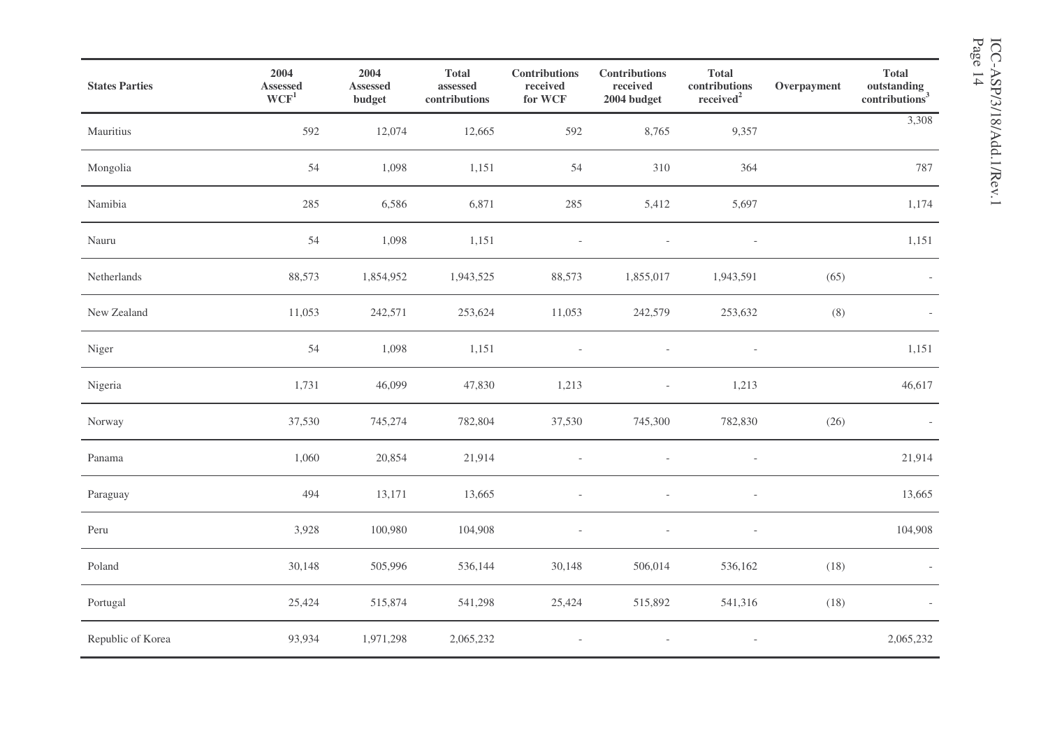| States Parties | 2004 Assessed WCF[1] | 2004 Assessed budget | Total assessed contributions | Contributions received for WCF | Contributions received 2004 budget | Total contributions received[2] | Overpayment | Total outstanding contributions[3] |
|---|---|---|---|---|---|---|---|---|
| Mauritius | 592 | 12,074 | 12,665 | 592 | 8,765 | 9,357 | | 3,308 |
| Mongolia | 54 | 1,098 | 1,151 | 54 | 310 | 364 | | 787 |
| Namibia | 285 | 6,586 | 6,871 | 285 | 5,412 | 5,697 | | 1,174 |
| Nauru | 54 | 1,098 | 1,151 | - | - | - | | 1,151 |
| Netherlands | 88,573 | 1,854,952 | 1,943,525 | 88,573 | 1,855,017 | 1,943,591 | (65) | - |
| New Zealand | 11,053 | 242,571 | 253,624 | 11,053 | 242,579 | 253,632 | (8) | - |
| Niger | 54 | 1,098 | 1,151 | - | - | - | | 1,151 |
| Nigeria | 1,731 | 46,099 | 47,830 | 1,213 | - | 1,213 | | 46,617 |
| Norway | 37,530 | 745,274 | 782,804 | 37,530 | 745,300 | 782,830 | (26) | - |
| Panama | 1,060 | 20,854 | 21,914 | - | - | - | | 21,914 |
| Paraguay | 494 | 13,171 | 13,665 | - | - | - | | 13,665 |
| Peru | 3,928 | 100,980 | 104,908 | - | - | - | | 104,908 |
| Poland | 30,148 | 505,996 | 536,144 | 30,148 | 506,014 | 536,162 | (18) | - |
| Portugal | 25,424 | 515,874 | 541,298 | 25,424 | 515,892 | 541,316 | (18) | - |
| Republic of Korea | 93,934 | 1,971,298 | 2,065,232 | - | - | - | | 2,065,232 |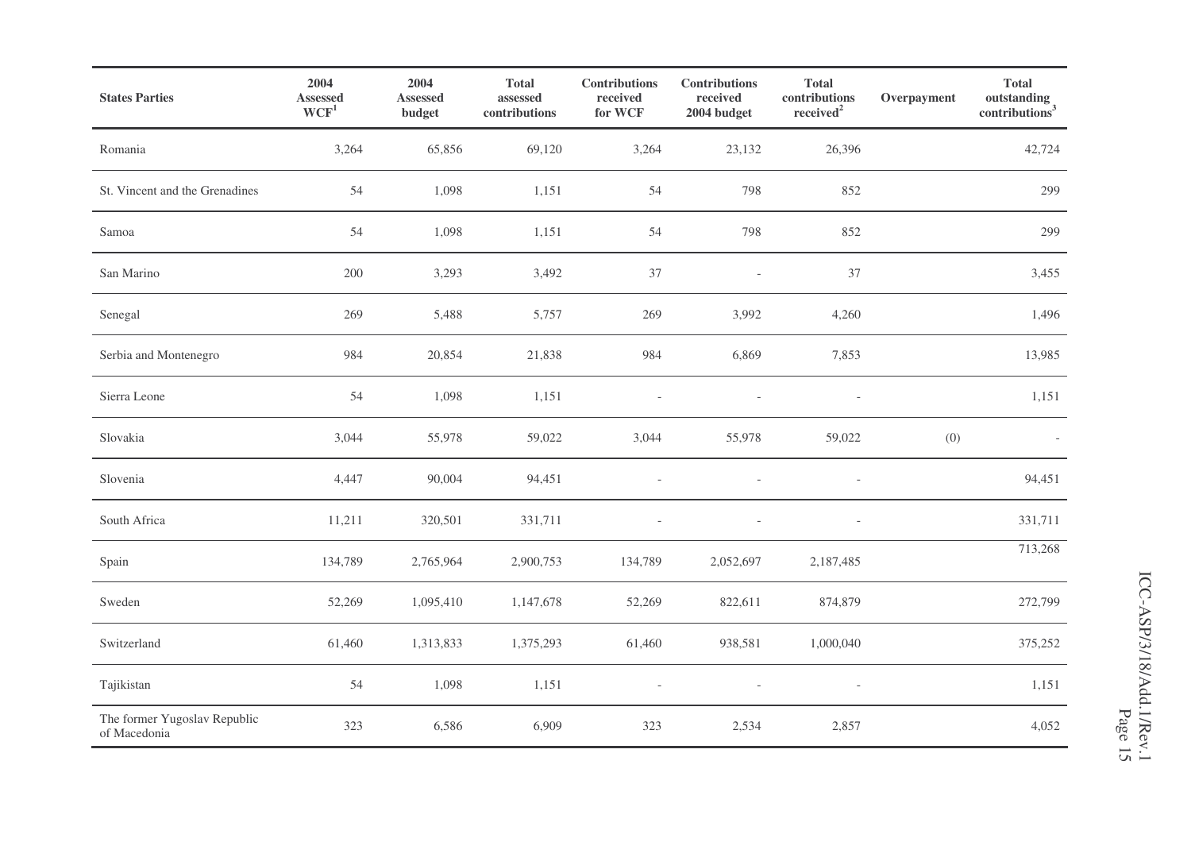| States Parties | 2004 Assessed WCF[1] | 2004 Assessed budget | Total assessed contributions | Contributions received for WCF | Contributions received 2004 budget | Total contributions received[2] | Overpayment | Total outstanding contributions[3] |
|---|---|---|---|---|---|---|---|---|
| Romania | 3,264 | 65,856 | 69,120 | 3,264 | 23,132 | 26,396 | | 42,724 |
| St. Vincent and the Grenadines | 54 | 1,098 | 1,151 | 54 | 798 | 852 | | 299 |
| Samoa | 54 | 1,098 | 1,151 | 54 | 798 | 852 | | 299 |
| San Marino | 200 | 3,293 | 3,492 | 37 | - | 37 | | 3,455 |
| Senegal | 269 | 5,488 | 5,757 | 269 | 3,992 | 4,260 | | 1,496 |
| Serbia and Montenegro | 984 | 20,854 | 21,838 | 984 | 6,869 | 7,853 | | 13,985 |
| Sierra Leone | 54 | 1,098 | 1,151 | - | - | - | | 1,151 |
| Slovakia | 3,044 | 55,978 | 59,022 | 3,044 | 55,978 | 59,022 | (0) | - |
| Slovenia | 4,447 | 90,004 | 94,451 | - | - | - | | 94,451 |
| South Africa | 11,211 | 320,501 | 331,711 | - | - | - | | 331,711 |
| Spain | 134,789 | 2,765,964 | 2,900,753 | 134,789 | 2,052,697 | 2,187,485 | | 713,268 |
| Sweden | 52,269 | 1,095,410 | 1,147,678 | 52,269 | 822,611 | 874,879 | | 272,799 |
| Switzerland | 61,460 | 1,313,833 | 1,375,293 | 61,460 | 938,581 | 1,000,040 | | 375,252 |
| Tajikistan | 54 | 1,098 | 1,151 | - | - | - | | 1,151 |
| The former Yugoslav Republic of Macedonia | 323 | 6,586 | 6,909 | 323 | 2,534 | 2,857 | | 4,052 |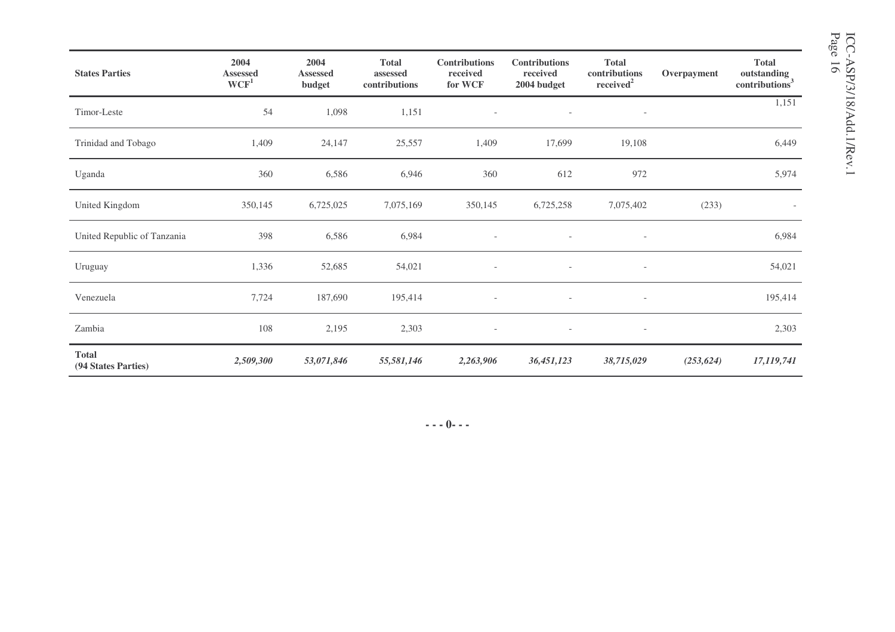| States Parties | 2004 Assessed WCF[1] | 2004 Assessed budget | Total assessed contributions | Contributions received for WCF | Contributions received 2004 budget | Total contributions received[2] | Overpayment | Total outstanding contributions[3] |
|---|---|---|---|---|---|---|---|---|
| Timor-Leste | 54 | 1,098 | 1,151 | - | - | - | | 1,151 |
| Trinidad and Tobago | 1,409 | 24,147 | 25,557 | 1,409 | 17,699 | 19,108 | | 6,449 |
| Uganda | 360 | 6,586 | 6,946 | 360 | 612 | 972 | | 5,974 |
| United Kingdom | 350,145 | 6,725,025 | 7,075,169 | 350,145 | 6,725,258 | 7,075,402 | (233) | - |
| United Republic of Tanzania | 398 | 6,586 | 6,984 | - | - | - | | 6,984 |
| Uruguay | 1,336 | 52,685 | 54,021 | - | - | - | | 54,021 |
| Venezuela | 7,724 | 187,690 | 195,414 | - | - | - | | 195,414 |
| Zambia | 108 | 2,195 | 2,303 | - | - | - | | 2,303 |
| **Total (94 States Parties)** | ***2,509,300*** | ***53,071,846*** | ***55,581,146*** | ***2,263,906*** | ***36,451,123*** | ***38,715,029*** | ***(253,624)*** | ***17,119,741*** |

**- - - 0- - -**